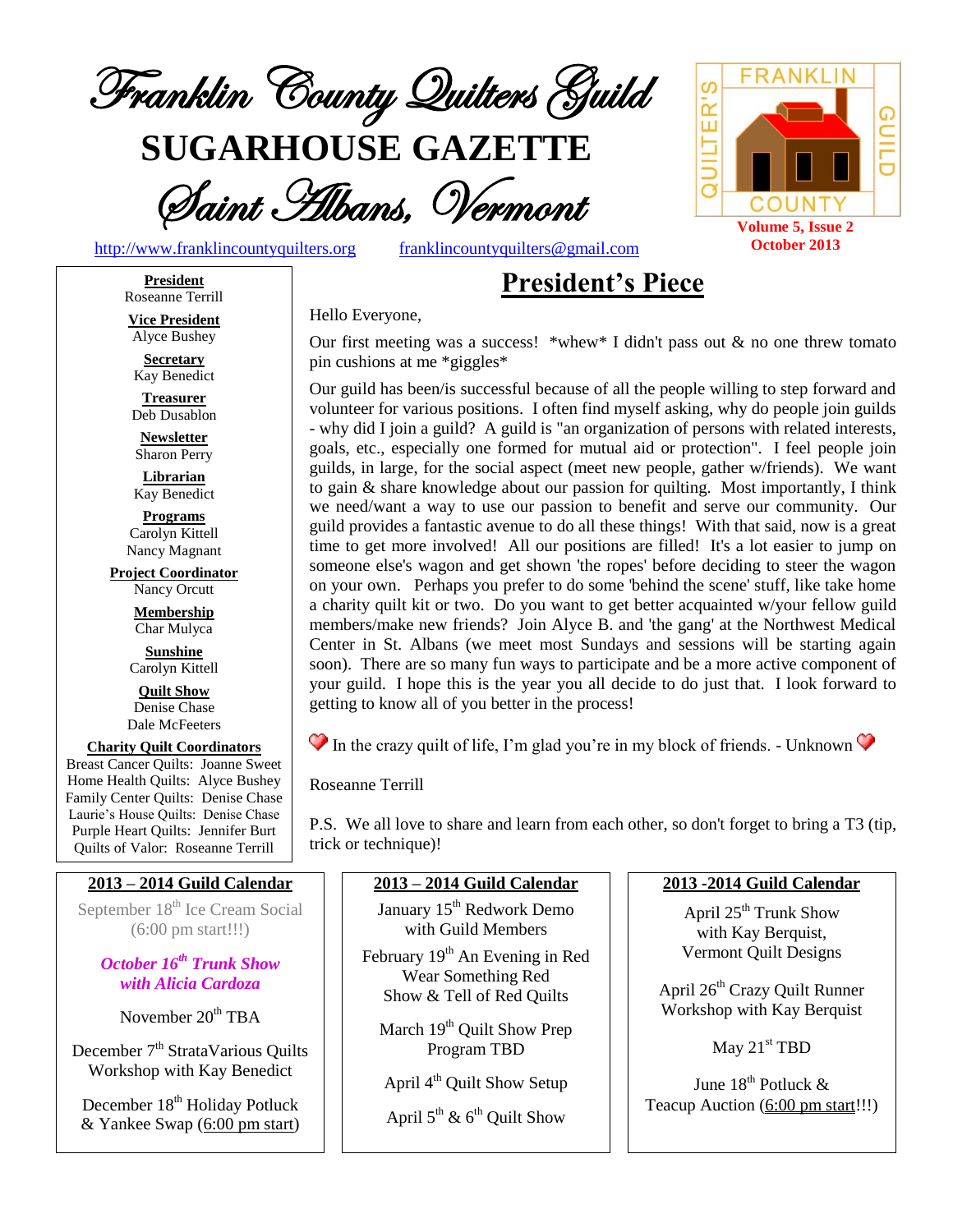# Franklin County Quilters Guild

# SUGARHOUSE GAZETTE

## Saint Albans, Vermont

http://www.franklincountyquilters.org franklincountyquilters@gmail.com

**Volume 5, Issue 2**
**October 2013**

**President**
Roseanne Terrill

**Vice President**
Alyce Bushey

**Secretary**
Kay Benedict

**Treasurer**
Deb Dusablon

**Newsletter**
Sharon Perry

**Librarian**
Kay Benedict

**Programs**
Carolyn Kittell
Nancy Magnant

**Project Coordinator**
Nancy Orcutt

**Membership**
Char Mulyca

**Sunshine**
Carolyn Kittell

**Quilt Show**
Denise Chase
Dale McFeeters

**Charity Quilt Coordinators**
Breast Cancer Quilts: Joanne Sweet
Home Health Quilts: Alyce Bushey
Family Center Quilts: Denise Chase
Laurie's House Quilts: Denise Chase
Purple Heart Quilts: Jennifer Burt
Quilts of Valor: Roseanne Terrill

## President's Piece

Hello Everyone,

Our first meeting was a success! *whew* I didn't pass out & no one threw tomato pin cushions at me *giggles*

Our guild has been/is successful because of all the people willing to step forward and volunteer for various positions. I often find myself asking, why do people join guilds - why did I join a guild? A guild is "an organization of persons with related interests, goals, etc., especially one formed for mutual aid or protection". I feel people join guilds, in large, for the social aspect (meet new people, gather w/friends). We want to gain & share knowledge about our passion for quilting. Most importantly, I think we need/want a way to use our passion to benefit and serve our community. Our guild provides a fantastic avenue to do all these things! With that said, now is a great time to get more involved! All our positions are filled! It's a lot easier to jump on someone else's wagon and get shown 'the ropes' before deciding to steer the wagon on your own. Perhaps you prefer to do some 'behind the scene' stuff, like take home a charity quilt kit or two. Do you want to get better acquainted w/your fellow guild members/make new friends? Join Alyce B. and 'the gang' at the Northwest Medical Center in St. Albans (we meet most Sundays and sessions will be starting again soon). There are so many fun ways to participate and be a more active component of your guild. I hope this is the year you all decide to do just that. I look forward to getting to know all of you better in the process!

❤ In the crazy quilt of life, I'm glad you're in my block of friends. - Unknown ❤

Roseanne Terrill

P.S. We all love to share and learn from each other, so don't forget to bring a T3 (tip, trick or technique)!

### 2013 – 2014 Guild Calendar

September 18th Ice Cream Social (6:00 pm start!!!)

***October 16th Trunk Show with Alicia Cardoza***

November 20th TBA

December 7th StrataVarious Quilts Workshop with Kay Benedict

December 18th Holiday Potluck & Yankee Swap (6:00 pm start)

January 15th Redwork Demo with Guild Members

February 19th An Evening in Red
Wear Something Red
Show & Tell of Red Quilts

March 19th Quilt Show Prep Program TBD

April 4th Quilt Show Setup

April 5th & 6th Quilt Show

April 25th Trunk Show with Kay Berquist, Vermont Quilt Designs

April 26th Crazy Quilt Runner Workshop with Kay Berquist

May 21st TBD

June 18th Potluck & Teacup Auction (6:00 pm start!!!)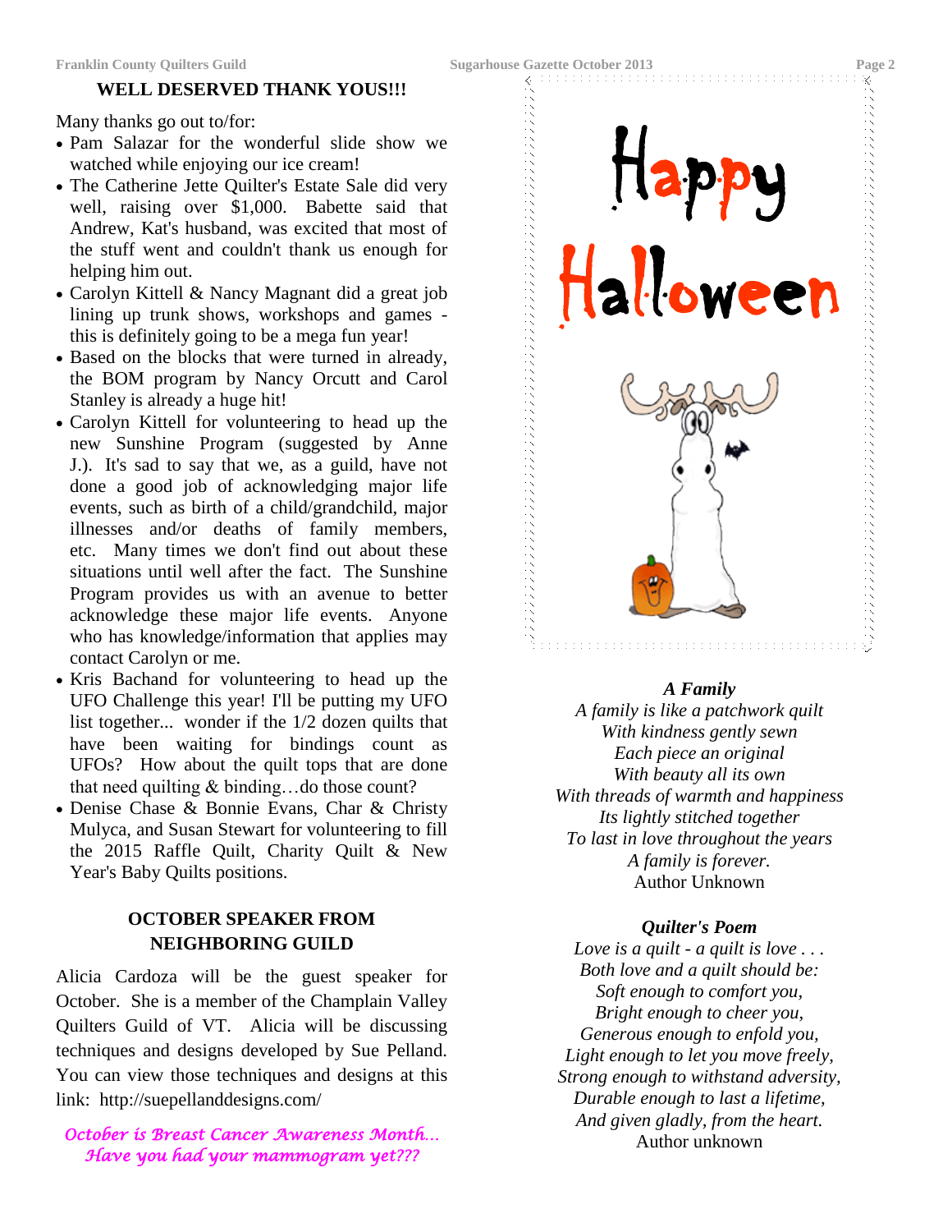## WELL DESERVED THANK YOUS!!!

Many thanks go out to/for:

- Pam Salazar for the wonderful slide show we watched while enjoying our ice cream!
- The Catherine Jette Quilter's Estate Sale did very well, raising over $1,000. Babette said that Andrew, Kat's husband, was excited that most of the stuff went and couldn't thank us enough for helping him out.
- Carolyn Kittell & Nancy Magnant did a great job lining up trunk shows, workshops and games - this is definitely going to be a mega fun year!
- Based on the blocks that were turned in already, the BOM program by Nancy Orcutt and Carol Stanley is already a huge hit!
- Carolyn Kittell for volunteering to head up the new Sunshine Program (suggested by Anne J.). It's sad to say that we, as a guild, have not done a good job of acknowledging major life events, such as birth of a child/grandchild, major illnesses and/or deaths of family members, etc. Many times we don't find out about these situations until well after the fact. The Sunshine Program provides us with an avenue to better acknowledge these major life events. Anyone who has knowledge/information that applies may contact Carolyn or me.
- Kris Bachand for volunteering to head up the UFO Challenge this year! I'll be putting my UFO list together... wonder if the 1/2 dozen quilts that have been waiting for bindings count as UFOs? How about the quilt tops that are done that need quilting & binding…do those count?
- Denise Chase & Bonnie Evans, Char & Christy Mulyca, and Susan Stewart for volunteering to fill the 2015 Raffle Quilt, Charity Quilt & New Year's Baby Quilts positions.

## OCTOBER SPEAKER FROM NEIGHBORING GUILD

Alicia Cardoza will be the guest speaker for October. She is a member of the Champlain Valley Quilters Guild of VT. Alicia will be discussing techniques and designs developed by Sue Pelland. You can view those techniques and designs at this link: http://suepellanddesigns.com/

*October is Breast Cancer Awareness Month… Have you had your mammogram yet???*

Happy Halloween

***A Family***

*A family is like a patchwork quilt*
*With kindness gently sewn*
*Each piece an original*
*With beauty all its own*
*With threads of warmth and happiness*
*Its lightly stitched together*
*To last in love throughout the years*
*A family is forever.*
Author Unknown

***Quilter's Poem***

*Love is a quilt - a quilt is love . . .*
*Both love and a quilt should be:*
*Soft enough to comfort you,*
*Bright enough to cheer you,*
*Generous enough to enfold you,*
*Light enough to let you move freely,*
*Strong enough to withstand adversity,*
*Durable enough to last a lifetime,*
*And given gladly, from the heart.*
Author unknown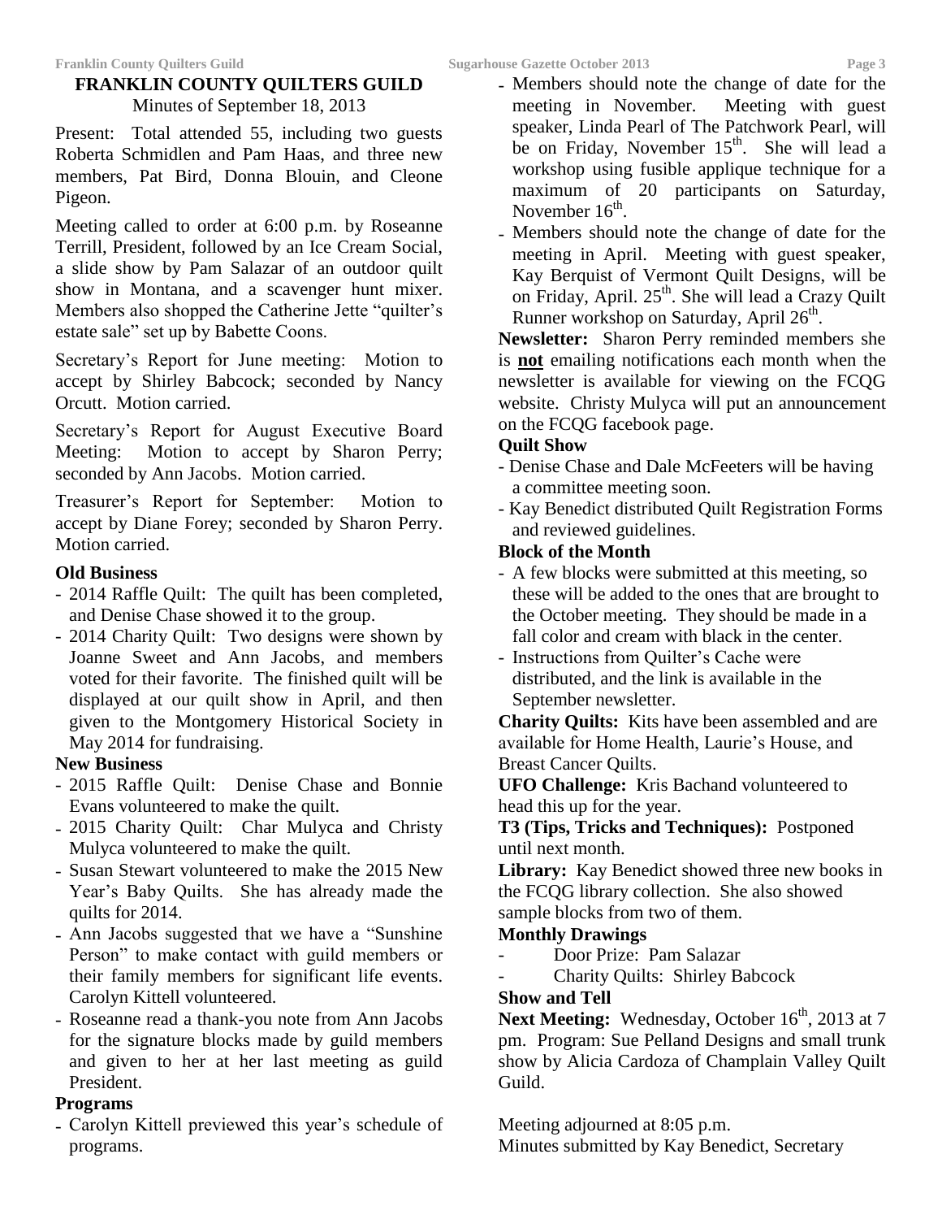## FRANKLIN COUNTY QUILTERS GUILD

Minutes of September 18, 2013

Present: Total attended 55, including two guests Roberta Schmidlen and Pam Haas, and three new members, Pat Bird, Donna Blouin, and Cleone Pigeon.

Meeting called to order at 6:00 p.m. by Roseanne Terrill, President, followed by an Ice Cream Social, a slide show by Pam Salazar of an outdoor quilt show in Montana, and a scavenger hunt mixer. Members also shopped the Catherine Jette "quilter's estate sale" set up by Babette Coons.

Secretary's Report for June meeting: Motion to accept by Shirley Babcock; seconded by Nancy Orcutt. Motion carried.

Secretary's Report for August Executive Board Meeting: Motion to accept by Sharon Perry; seconded by Ann Jacobs. Motion carried.

Treasurer's Report for September: Motion to accept by Diane Forey; seconded by Sharon Perry. Motion carried.

**Old Business**

- 2014 Raffle Quilt: The quilt has been completed, and Denise Chase showed it to the group.
- 2014 Charity Quilt: Two designs were shown by Joanne Sweet and Ann Jacobs, and members voted for their favorite. The finished quilt will be displayed at our quilt show in April, and then given to the Montgomery Historical Society in May 2014 for fundraising.

**New Business**

- 2015 Raffle Quilt: Denise Chase and Bonnie Evans volunteered to make the quilt.
- 2015 Charity Quilt: Char Mulyca and Christy Mulyca volunteered to make the quilt.
- Susan Stewart volunteered to make the 2015 New Year's Baby Quilts. She has already made the quilts for 2014.
- Ann Jacobs suggested that we have a "Sunshine Person" to make contact with guild members or their family members for significant life events. Carolyn Kittell volunteered.
- Roseanne read a thank-you note from Ann Jacobs for the signature blocks made by guild members and given to her at her last meeting as guild President.

**Programs**

- Carolyn Kittell previewed this year's schedule of programs.
- Members should note the change of date for the meeting in November. Meeting with guest speaker, Linda Pearl of The Patchwork Pearl, will be on Friday, November 15th. She will lead a workshop using fusible applique technique for a maximum of 20 participants on Saturday, November 16th.
- Members should note the change of date for the meeting in April. Meeting with guest speaker, Kay Berquist of Vermont Quilt Designs, will be on Friday, April. 25th. She will lead a Crazy Quilt Runner workshop on Saturday, April 26th.

**Newsletter:** Sharon Perry reminded members she is **not** emailing notifications each month when the newsletter is available for viewing on the FCQG website. Christy Mulyca will put an announcement on the FCQG facebook page.

**Quilt Show**

- Denise Chase and Dale McFeeters will be having a committee meeting soon.
- Kay Benedict distributed Quilt Registration Forms and reviewed guidelines.

**Block of the Month**

- A few blocks were submitted at this meeting, so these will be added to the ones that are brought to the October meeting. They should be made in a fall color and cream with black in the center.
- Instructions from Quilter's Cache were distributed, and the link is available in the September newsletter.

**Charity Quilts:** Kits have been assembled and are available for Home Health, Laurie's House, and Breast Cancer Quilts.

**UFO Challenge:** Kris Bachand volunteered to head this up for the year.

**T3 (Tips, Tricks and Techniques):** Postponed until next month.

**Library:** Kay Benedict showed three new books in the FCQG library collection. She also showed sample blocks from two of them.

**Monthly Drawings**

- Door Prize: Pam Salazar
- Charity Quilts: Shirley Babcock

**Show and Tell**

**Next Meeting:** Wednesday, October 16th, 2013 at 7 pm. Program: Sue Pelland Designs and small trunk show by Alicia Cardoza of Champlain Valley Quilt Guild.

Meeting adjourned at 8:05 p.m.

Minutes submitted by Kay Benedict, Secretary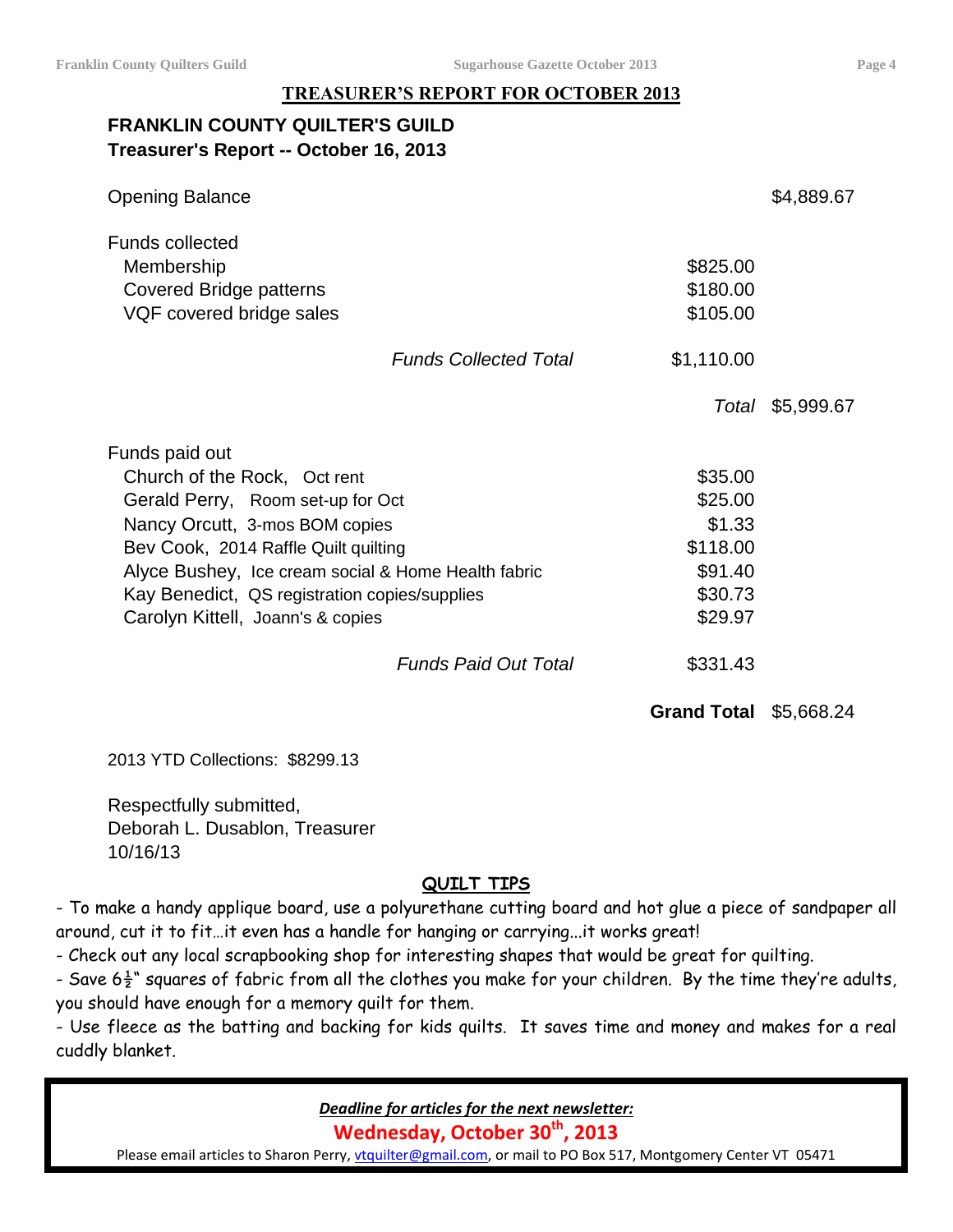## TREASURER'S REPORT FOR OCTOBER 2013

**FRANKLIN COUNTY QUILTER'S GUILD**
**Treasurer's Report -- October 16, 2013**

| | | |
|---|---|---|
| Opening Balance | | $4,889.67 |
| **Funds collected** | | |
| Membership | $825.00 | |
| Covered Bridge patterns | $180.00 | |
| VQF covered bridge sales | $105.00 | |
| *Funds Collected Total* | $1,110.00 | |
| | *Total* | $5,999.67 |
| **Funds paid out** | | |
| Church of the Rock, Oct rent | $35.00 | |
| Gerald Perry, Room set-up for Oct | $25.00 | |
| Nancy Orcutt, 3-mos BOM copies | $1.33 | |
| Bev Cook, 2014 Raffle Quilt quilting | $118.00 | |
| Alyce Bushey, Ice cream social & Home Health fabric | $91.40 | |
| Kay Benedict, QS registration copies/supplies | $30.73 | |
| Carolyn Kittell, Joann's & copies | $29.97 | |
| *Funds Paid Out Total* | $331.43 | |
| | **Grand Total** | $5,668.24 |

2013 YTD Collections: $8299.13

Respectfully submitted,
Deborah L. Dusablon, Treasurer
10/16/13

## QUILT TIPS

- To make a handy applique board, use a polyurethane cutting board and hot glue a piece of sandpaper all around, cut it to fit…it even has a handle for hanging or carrying…it works great!
- Check out any local scrapbooking shop for interesting shapes that would be great for quilting.
- Save 6½" squares of fabric from all the clothes you make for your children. By the time they're adults, you should have enough for a memory quilt for them.
- Use fleece as the batting and backing for kids quilts. It saves time and money and makes for a real cuddly blanket.

***Deadline for articles for the next newsletter:***

**Wednesday, October 30th, 2013**

Please email articles to Sharon Perry, vtquilter@gmail.com, or mail to PO Box 517, Montgomery Center VT 05471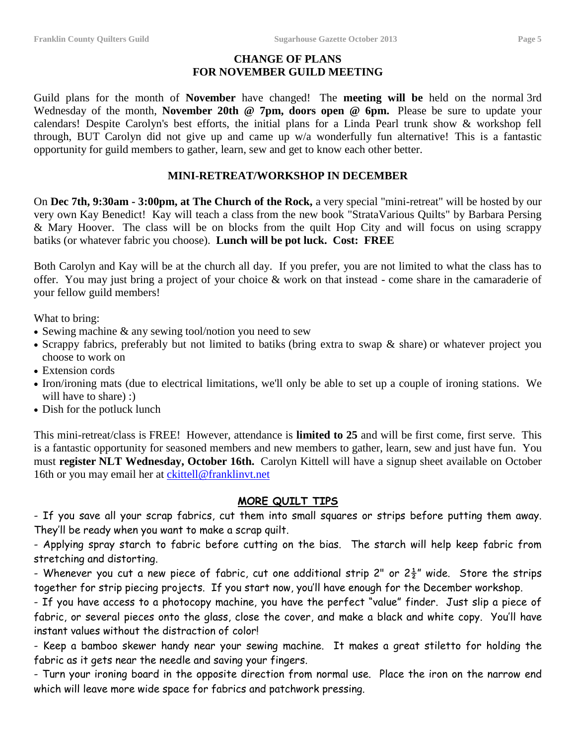## CHANGE OF PLANS
## FOR NOVEMBER GUILD MEETING

Guild plans for the month of **November** have changed! The **meeting will be** held on the normal 3rd Wednesday of the month, **November 20th @ 7pm, doors open @ 6pm.** Please be sure to update your calendars! Despite Carolyn's best efforts, the initial plans for a Linda Pearl trunk show & workshop fell through, BUT Carolyn did not give up and came up w/a wonderfully fun alternative! This is a fantastic opportunity for guild members to gather, learn, sew and get to know each other better.

## MINI-RETREAT/WORKSHOP IN DECEMBER

On **Dec 7th, 9:30am - 3:00pm, at The Church of the Rock,** a very special "mini-retreat" will be hosted by our very own Kay Benedict! Kay will teach a class from the new book "StrataVarious Quilts" by Barbara Persing & Mary Hoover. The class will be on blocks from the quilt Hop City and will focus on using scrappy batiks (or whatever fabric you choose). **Lunch will be pot luck. Cost: FREE**

Both Carolyn and Kay will be at the church all day. If you prefer, you are not limited to what the class has to offer. You may just bring a project of your choice & work on that instead - come share in the camaraderie of your fellow guild members!

What to bring:

- Sewing machine & any sewing tool/notion you need to sew
- Scrappy fabrics, preferably but not limited to batiks (bring extra to swap & share) or whatever project you choose to work on
- Extension cords
- Iron/ironing mats (due to electrical limitations, we'll only be able to set up a couple of ironing stations. We will have to share) :)
- Dish for the potluck lunch

This mini-retreat/class is FREE! However, attendance is **limited to 25** and will be first come, first serve. This is a fantastic opportunity for seasoned members and new members to gather, learn, sew and just have fun. You must **register NLT Wednesday, October 16th.** Carolyn Kittell will have a signup sheet available on October 16th or you may email her at ckittell@franklinvt.net

## MORE QUILT TIPS

- If you save all your scrap fabrics, cut them into small squares or strips before putting them away. They'll be ready when you want to make a scrap quilt.

- Applying spray starch to fabric before cutting on the bias. The starch will help keep fabric from stretching and distorting.

- Whenever you cut a new piece of fabric, cut one additional strip 2" or 2½" wide. Store the strips together for strip piecing projects. If you start now, you'll have enough for the December workshop.

- If you have access to a photocopy machine, you have the perfect "value" finder. Just slip a piece of fabric, or several pieces onto the glass, close the cover, and make a black and white copy. You'll have instant values without the distraction of color!

- Keep a bamboo skewer handy near your sewing machine. It makes a great stiletto for holding the fabric as it gets near the needle and saving your fingers.

- Turn your ironing board in the opposite direction from normal use. Place the iron on the narrow end which will leave more wide space for fabrics and patchwork pressing.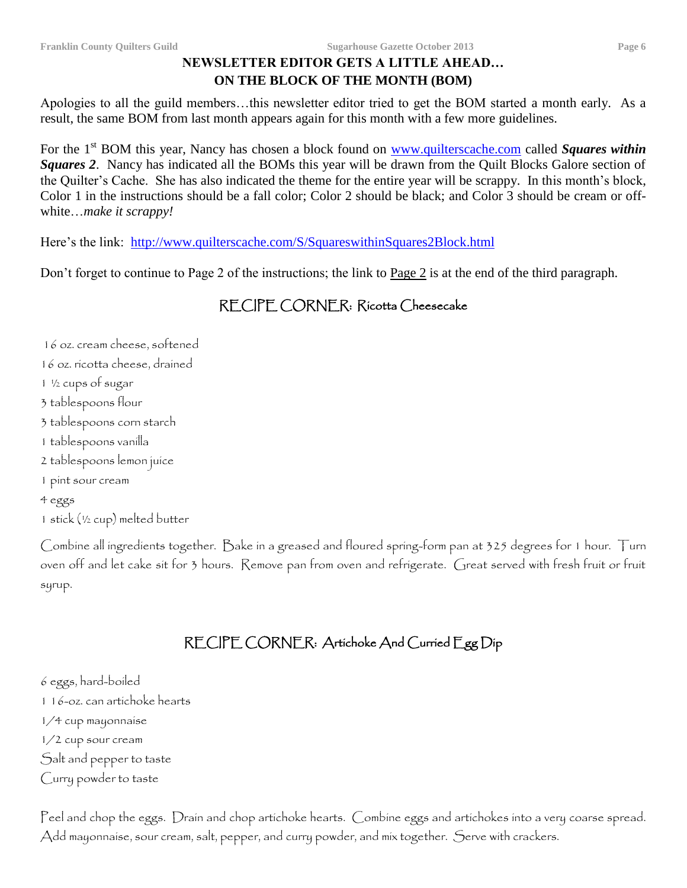## NEWSLETTER EDITOR GETS A LITTLE AHEAD… ON THE BLOCK OF THE MONTH (BOM)

Apologies to all the guild members…this newsletter editor tried to get the BOM started a month early. As a result, the same BOM from last month appears again for this month with a few more guidelines.

For the 1st BOM this year, Nancy has chosen a block found on www.quilterscache.com called ***Squares within Squares 2***. Nancy has indicated all the BOMs this year will be drawn from the Quilt Blocks Galore section of the Quilter's Cache. She has also indicated the theme for the entire year will be scrappy. In this month's block, Color 1 in the instructions should be a fall color; Color 2 should be black; and Color 3 should be cream or off-white…*make it scrappy!*

Here's the link: http://www.quilterscache.com/S/SquareswithinSquares2Block.html

Don't forget to continue to Page 2 of the instructions; the link to Page 2 is at the end of the third paragraph.

## RECIPE CORNER: Ricotta Cheesecake

16 oz. cream cheese, softened
16 oz. ricotta cheese, drained
1 ½ cups of sugar
3 tablespoons flour
3 tablespoons corn starch
1 tablespoons vanilla
2 tablespoons lemon juice
1 pint sour cream
4 eggs
1 stick (½ cup) melted butter

Combine all ingredients together. Bake in a greased and floured spring-form pan at 325 degrees for 1 hour. Turn oven off and let cake sit for 3 hours. Remove pan from oven and refrigerate. Great served with fresh fruit or fruit syrup.

## RECIPE CORNER: Artichoke And Curried Egg Dip

6 eggs, hard-boiled
1 16-oz. can artichoke hearts
1/4 cup mayonnaise
1/2 cup sour cream
Salt and pepper to taste
Curry powder to taste

Peel and chop the eggs. Drain and chop artichoke hearts. Combine eggs and artichokes into a very coarse spread. Add mayonnaise, sour cream, salt, pepper, and curry powder, and mix together. Serve with crackers.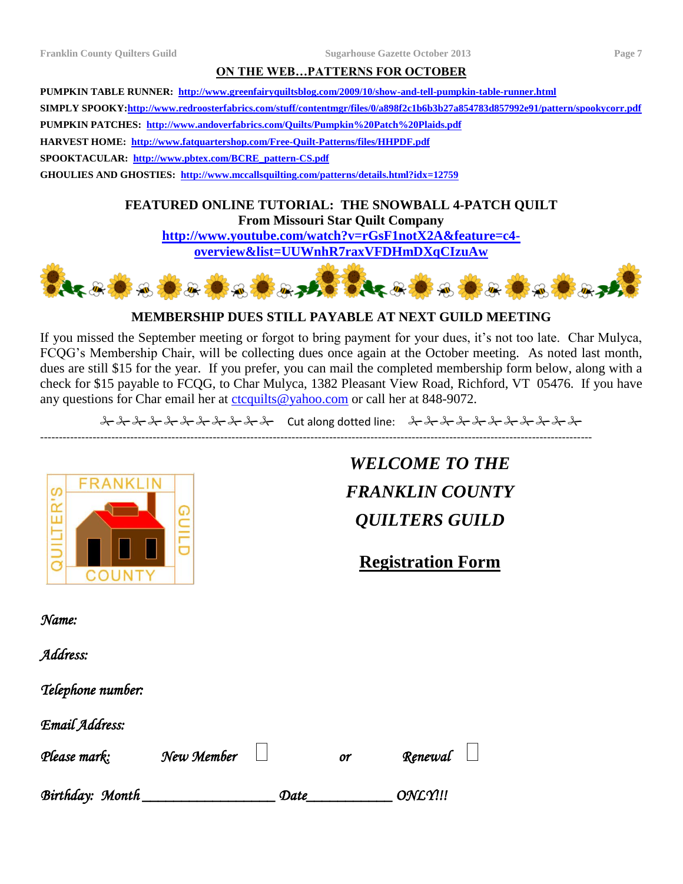## ON THE WEB…PATTERNS FOR OCTOBER

**PUMPKIN TABLE RUNNER:** http://www.greenfairyquiltsblog.com/2009/10/show-and-tell-pumpkin-table-runner.html

**SIMPLY SPOOKY:** http://www.redroosterfabrics.com/stuff/contentmgr/files/0/a898f2c1b6b3b27a854783d857992e91/pattern/spookycorr.pdf

**PUMPKIN PATCHES:** http://www.andoverfabrics.com/Quilts/Pumpkin%20Patch%20Plaids.pdf

**HARVEST HOME:** http://www.fatquartershop.com/Free-Quilt-Patterns/files/HHPDF.pdf

**SPOOKTACULAR:** http://www.pbtex.com/BCRE_pattern-CS.pdf

**GHOULIES AND GHOSTIES:** http://www.mccallsquilting.com/patterns/details.html?idx=12759

## FEATURED ONLINE TUTORIAL: THE SNOWBALL 4-PATCH QUILT

**From Missouri Star Quilt Company**

**http://www.youtube.com/watch?v=rGsF1notX2A&feature=c4-overview&list=UUWnhR7raxVFDHmDXqCIzuAw**

## MEMBERSHIP DUES STILL PAYABLE AT NEXT GUILD MEETING

If you missed the September meeting or forgot to bring payment for your dues, it's not too late. Char Mulyca, FCQG's Membership Chair, will be collecting dues once again at the October meeting. As noted last month, dues are still $15 for the year. If you prefer, you can mail the completed membership form below, along with a check for $15 payable to FCQG, to Char Mulyca, 1382 Pleasant View Road, Richford, VT 05476. If you have any questions for Char email her at ctcquilts@yahoo.com or call her at 848-9072.

✂✂✂✂✂✂✂✂✂✂✂ Cut along dotted line: ✂✂✂✂✂✂✂✂✂✂✂

---

FRANKLIN COUNTY QUILTER'S GUILD

## *WELCOME TO THE FRANKLIN COUNTY QUILTERS GUILD*

## Registration Form

*Name:*

*Address:*

*Telephone number:*

*Email Address:*

*Please mark:* *New Member* ☐ *or* *Renewal* ☐

*Birthday: Month* ___________________ *Date* ____________ *ONLY!!!*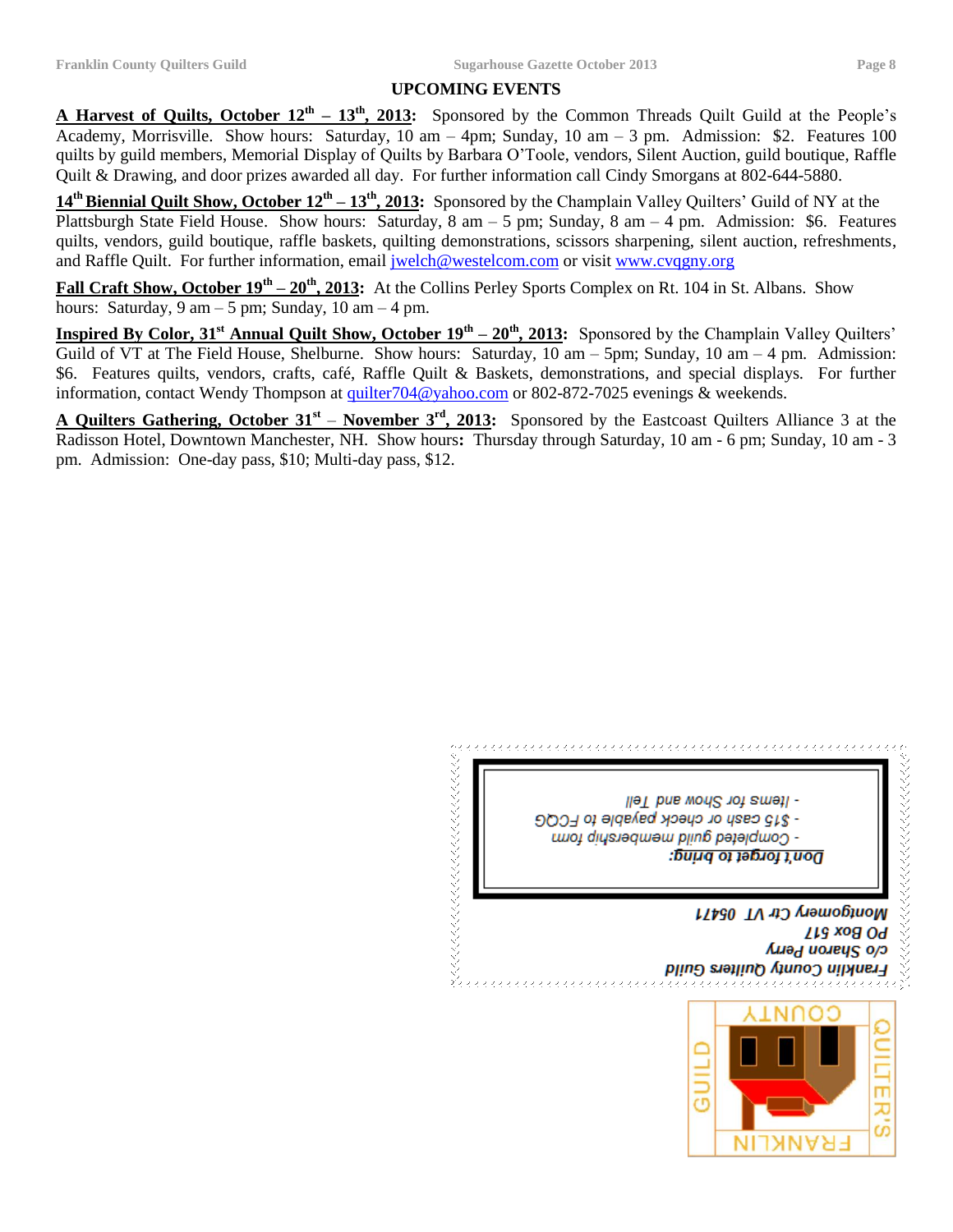## UPCOMING EVENTS

**A Harvest of Quilts, October 12th – 13th, 2013:** Sponsored by the Common Threads Quilt Guild at the People's Academy, Morrisville. Show hours: Saturday, 10 am – 4pm; Sunday, 10 am – 3 pm. Admission: $2. Features 100 quilts by guild members, Memorial Display of Quilts by Barbara O'Toole, vendors, Silent Auction, guild boutique, Raffle Quilt & Drawing, and door prizes awarded all day. For further information call Cindy Smorgans at 802-644-5880.

**14th Biennial Quilt Show, October 12th – 13th, 2013:** Sponsored by the Champlain Valley Quilters' Guild of NY at the Plattsburgh State Field House. Show hours: Saturday, 8 am – 5 pm; Sunday, 8 am – 4 pm. Admission: $6. Features quilts, vendors, guild boutique, raffle baskets, quilting demonstrations, scissors sharpening, silent auction, refreshments, and Raffle Quilt. For further information, email jwelch@westelcom.com or visit www.cvqgny.org

**Fall Craft Show, October 19th – 20th, 2013:** At the Collins Perley Sports Complex on Rt. 104 in St. Albans. Show hours: Saturday, 9 am – 5 pm; Sunday, 10 am – 4 pm.

**Inspired By Color, 31st Annual Quilt Show, October 19th – 20th, 2013:** Sponsored by the Champlain Valley Quilters' Guild of VT at The Field House, Shelburne. Show hours: Saturday, 10 am – 5pm; Sunday, 10 am – 4 pm. Admission: $6. Features quilts, vendors, crafts, café, Raffle Quilt & Baskets, demonstrations, and special displays. For further information, contact Wendy Thompson at quilter704@yahoo.com or 802-872-7025 evenings & weekends.

**A Quilters Gathering, October 31st – November 3rd, 2013:** Sponsored by the Eastcoast Quilters Alliance 3 at the Radisson Hotel, Downtown Manchester, NH. Show hours: Thursday through Saturday, 10 am - 6 pm; Sunday, 10 am - 3 pm. Admission: One-day pass, $10; Multi-day pass, $12.

Franklin County Quilters Guild
c/o Sharon Perry
PO Box 517
Montgomery Ctr VT 05471

**Don't forget to bring:**
- Completed guild membership form
- $15 cash or check payable to FCQG
- Items for Show and Tell

FRANKLIN COUNTY QUILTER'S GUILD